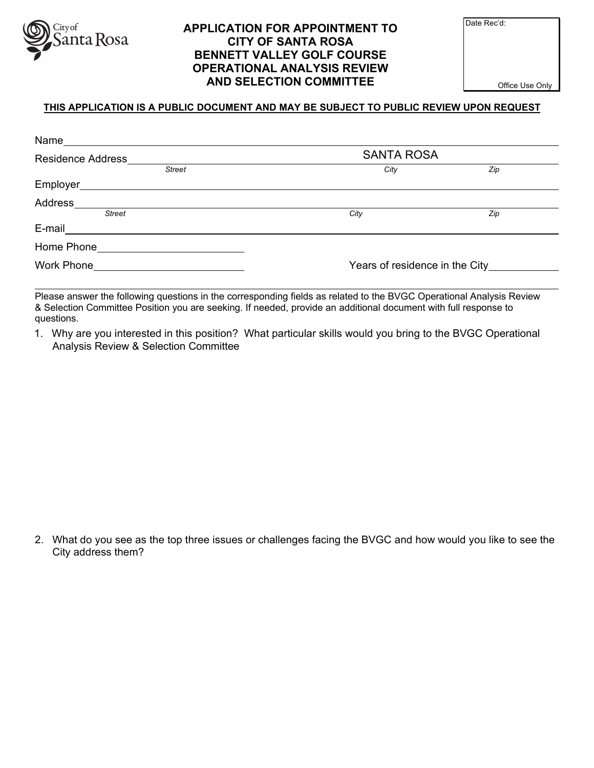City of Santa Rosa

# APPLICATION FOR APPOINTMENT TO CITY OF SANTA ROSA BENNETT VALLEY GOLF COURSE OPERATIONAL ANALYSIS REVIEW AND SELECTION COMMITTEE

Date Rec'd:

Office Use Only

**THIS APPLICATION IS A PUBLIC DOCUMENT AND MAY BE SUBJECT TO PUBLIC REVIEW UPON REQUEST**

Name ______________________________________________

Residence Address ______________________ SANTA ROSA ______________
*Street* *City* *Zip*

Employer ______________________________________________

Address ______________________________________________
*Street* *City* *Zip*

E-mail ______________________________________________

Home Phone ______________________

Work Phone ______________________ Years of residence in the City __________

Please answer the following questions in the corresponding fields as related to the BVGC Operational Analysis Review & Selection Committee Position you are seeking. If needed, provide an additional document with full response to questions.

1. Why are you interested in this position? What particular skills would you bring to the BVGC Operational Analysis Review & Selection Committee

2. What do you see as the top three issues or challenges facing the BVGC and how would you like to see the City address them?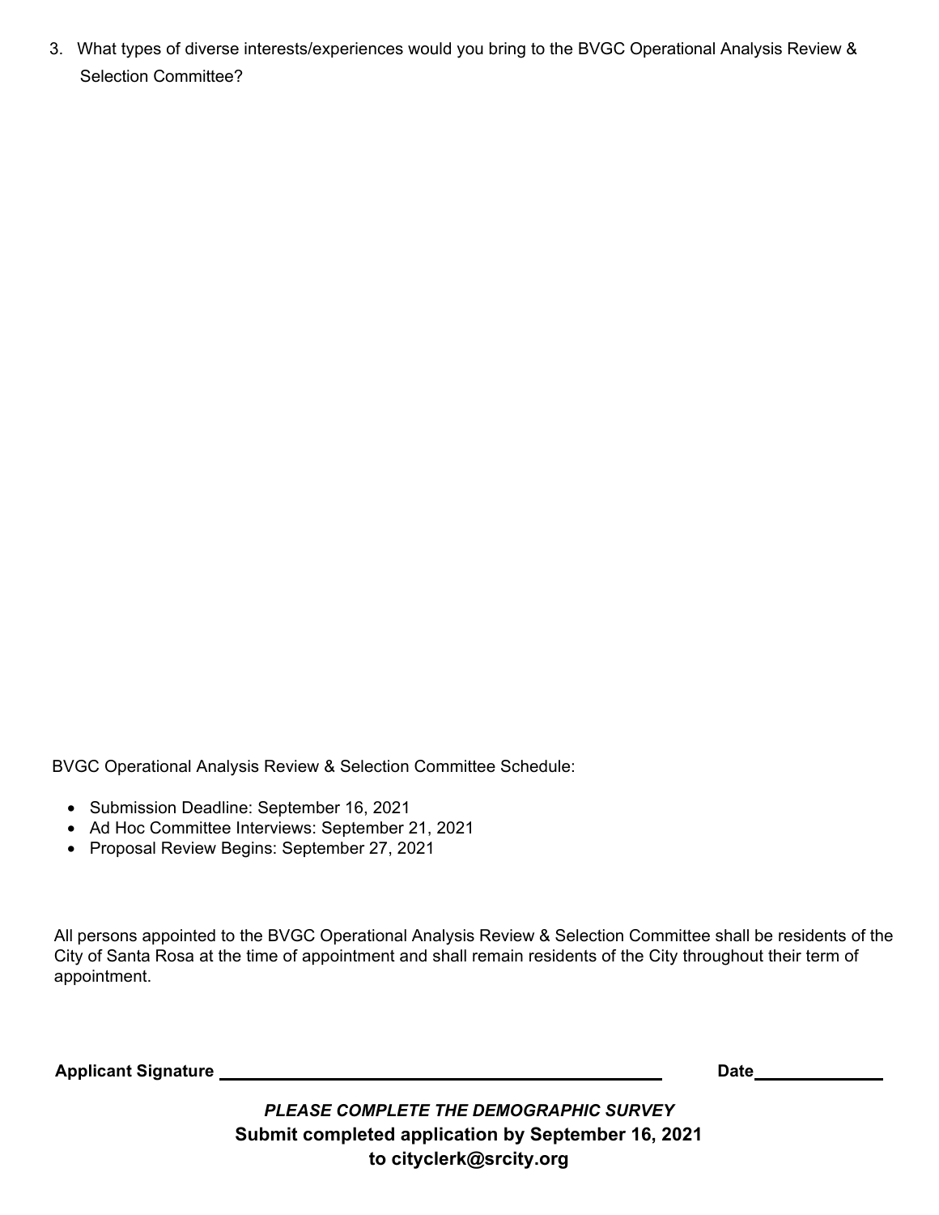3. What types of diverse interests/experiences would you bring to the BVGC Operational Analysis Review & Selection Committee?

BVGC Operational Analysis Review & Selection Committee Schedule:

- Submission Deadline: September 16, 2021
- Ad Hoc Committee Interviews: September 21, 2021
- Proposal Review Begins: September 27, 2021

All persons appointed to the BVGC Operational Analysis Review & Selection Committee shall be residents of the City of Santa Rosa at the time of appointment and shall remain residents of the City throughout their term of appointment.

**Applicant Signature** ______________________________ **Date**____________

***PLEASE COMPLETE THE DEMOGRAPHIC SURVEY***

**Submit completed application by September 16, 2021**

**to cityclerk@srcity.org**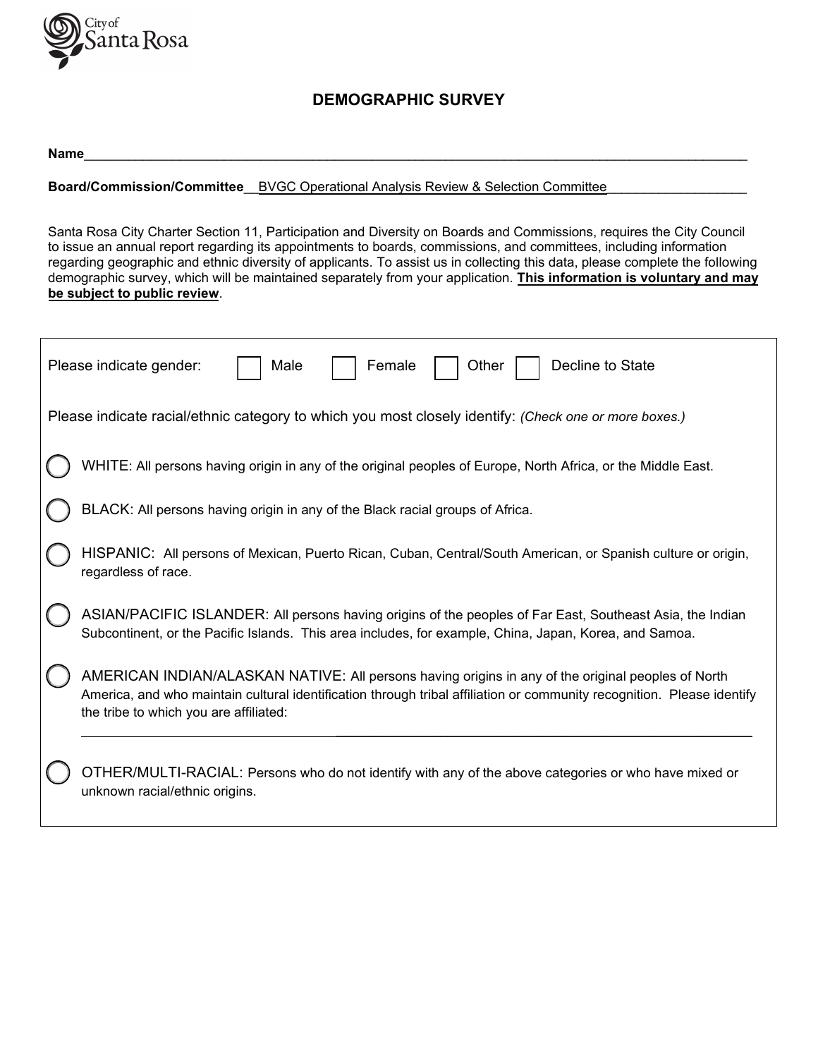City of Santa Rosa

# DEMOGRAPHIC SURVEY

**Name**\_\_\_\_\_\_\_\_\_\_\_\_\_\_\_\_\_\_\_\_\_\_\_\_\_\_\_\_\_\_\_\_\_\_\_\_\_\_\_\_\_\_\_\_\_\_\_\_\_\_\_\_\_\_\_\_\_\_\_\_

**Board/Commission/Committee** BVGC Operational Analysis Review & Selection Committee

Santa Rosa City Charter Section 11, Participation and Diversity on Boards and Commissions, requires the City Council to issue an annual report regarding its appointments to boards, commissions, and committees, including information regarding geographic and ethnic diversity of applicants. To assist us in collecting this data, please complete the following demographic survey, which will be maintained separately from your application. **This information is voluntary and may be subject to public review**.

Please indicate gender: ☐ Male ☐ Female ☐ Other ☐ Decline to State

Please indicate racial/ethnic category to which you most closely identify: *(Check one or more boxes.)*

- ◯ WHITE: All persons having origin in any of the original peoples of Europe, North Africa, or the Middle East.
- ◯ BLACK: All persons having origin in any of the Black racial groups of Africa.
- ◯ HISPANIC: All persons of Mexican, Puerto Rican, Cuban, Central/South American, or Spanish culture or origin, regardless of race.
- ◯ ASIAN/PACIFIC ISLANDER: All persons having origins of the peoples of Far East, Southeast Asia, the Indian Subcontinent, or the Pacific Islands. This area includes, for example, China, Japan, Korea, and Samoa.
- ◯ AMERICAN INDIAN/ALASKAN NATIVE: All persons having origins in any of the original peoples of North America, and who maintain cultural identification through tribal affiliation or community recognition. Please identify the tribe to which you are affiliated: \_\_\_\_\_\_\_\_\_\_\_\_\_\_\_\_\_\_\_\_\_\_\_\_\_\_\_\_\_\_\_\_\_\_\_\_\_\_\_\_
- ◯ OTHER/MULTI-RACIAL: Persons who do not identify with any of the above categories or who have mixed or unknown racial/ethnic origins.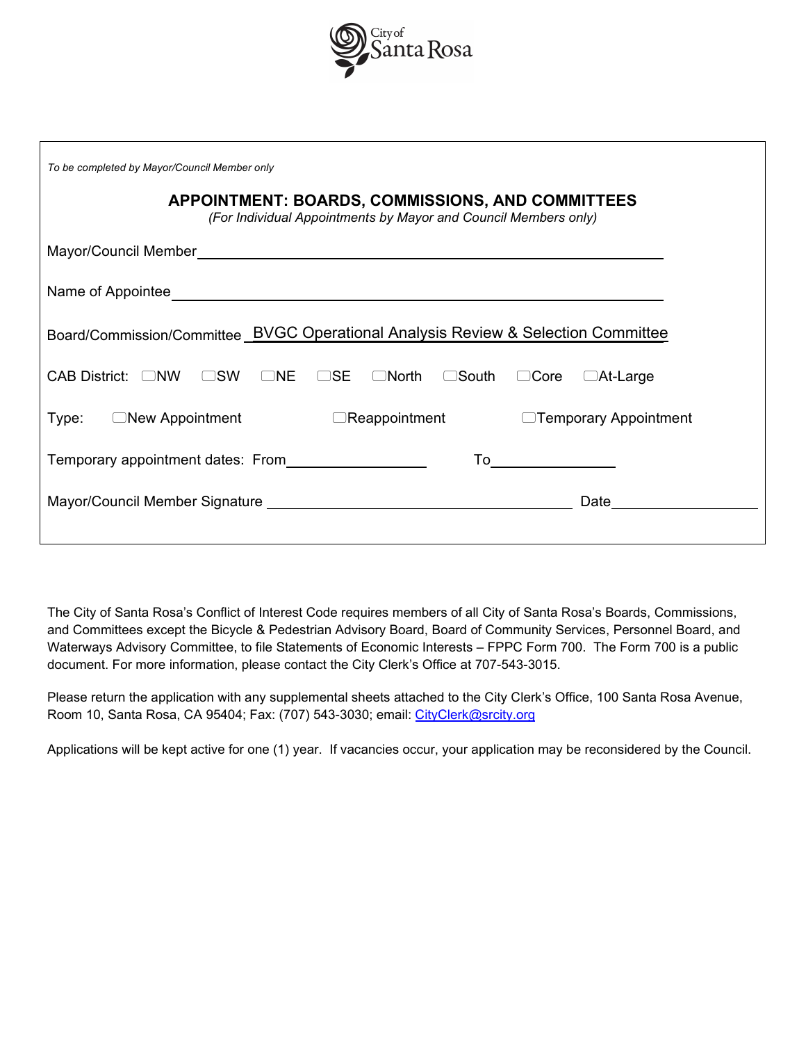City of Santa Rosa

*To be completed by Mayor/Council Member only*

## APPOINTMENT: BOARDS, COMMISSIONS, AND COMMITTEES

*(For Individual Appointments by Mayor and Council Members only)*

Mayor/Council Member ______________________________________________

Name of Appointee ______________________________________________

Board/Commission/Committee BVGC Operational Analysis Review & Selection Committee

CAB District: ☐NW ☐SW ☐NE ☐SE ☐North ☐South ☐Core ☐At-Large

Type: ☐New Appointment ☐Reappointment ☐Temporary Appointment

Temporary appointment dates: From ________________ To ________________

Mayor/Council Member Signature ________________________________ Date ________________

The City of Santa Rosa's Conflict of Interest Code requires members of all City of Santa Rosa's Boards, Commissions, and Committees except the Bicycle & Pedestrian Advisory Board, Board of Community Services, Personnel Board, and Waterways Advisory Committee, to file Statements of Economic Interests – FPPC Form 700. The Form 700 is a public document. For more information, please contact the City Clerk's Office at 707-543-3015.

Please return the application with any supplemental sheets attached to the City Clerk's Office, 100 Santa Rosa Avenue, Room 10, Santa Rosa, CA 95404; Fax: (707) 543-3030; email: CityClerk@srcity.org

Applications will be kept active for one (1) year. If vacancies occur, your application may be reconsidered by the Council.